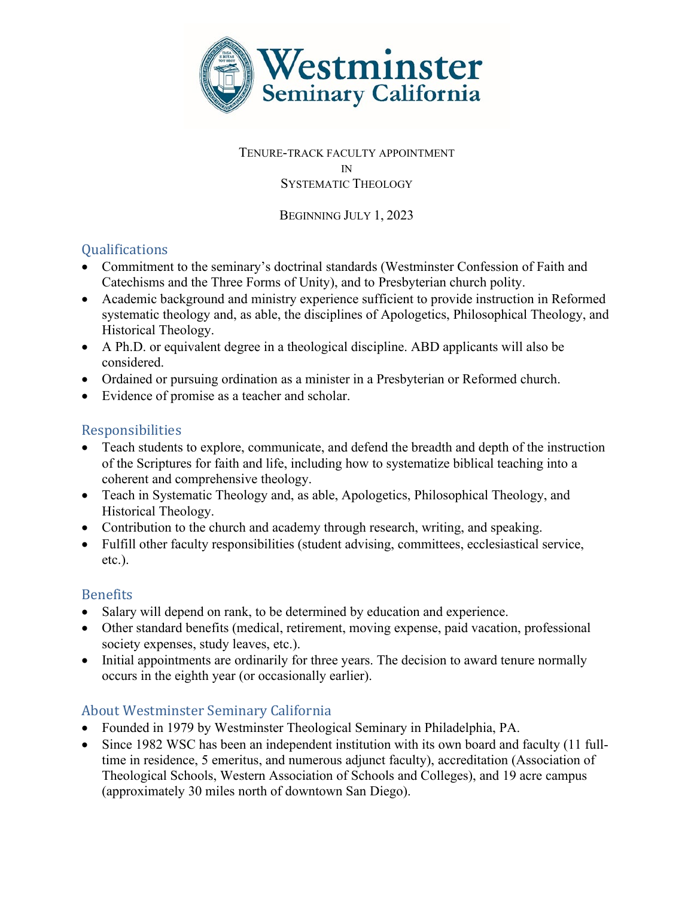Westminster Seminary California

# Tenure-track faculty appointment in Systematic Theology

Beginning July 1, 2023

## Qualifications

- Commitment to the seminary's doctrinal standards (Westminster Confession of Faith and Catechisms and the Three Forms of Unity), and to Presbyterian church polity.
- Academic background and ministry experience sufficient to provide instruction in Reformed systematic theology and, as able, the disciplines of Apologetics, Philosophical Theology, and Historical Theology.
- A Ph.D. or equivalent degree in a theological discipline. ABD applicants will also be considered.
- Ordained or pursuing ordination as a minister in a Presbyterian or Reformed church.
- Evidence of promise as a teacher and scholar.

## Responsibilities

- Teach students to explore, communicate, and defend the breadth and depth of the instruction of the Scriptures for faith and life, including how to systematize biblical teaching into a coherent and comprehensive theology.
- Teach in Systematic Theology and, as able, Apologetics, Philosophical Theology, and Historical Theology.
- Contribution to the church and academy through research, writing, and speaking.
- Fulfill other faculty responsibilities (student advising, committees, ecclesiastical service, etc.).

## Benefits

- Salary will depend on rank, to be determined by education and experience.
- Other standard benefits (medical, retirement, moving expense, paid vacation, professional society expenses, study leaves, etc.).
- Initial appointments are ordinarily for three years. The decision to award tenure normally occurs in the eighth year (or occasionally earlier).

## About Westminster Seminary California

- Founded in 1979 by Westminster Theological Seminary in Philadelphia, PA.
- Since 1982 WSC has been an independent institution with its own board and faculty (11 full-time in residence, 5 emeritus, and numerous adjunct faculty), accreditation (Association of Theological Schools, Western Association of Schools and Colleges), and 19 acre campus (approximately 30 miles north of downtown San Diego).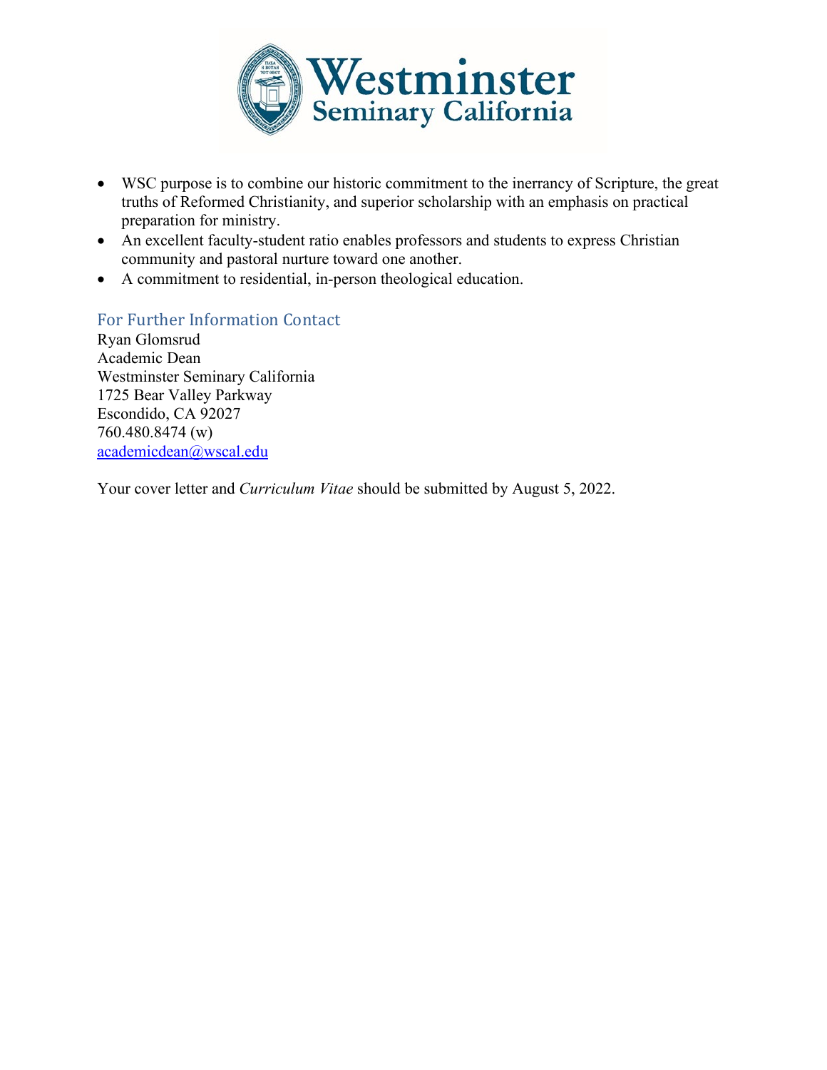- WSC purpose is to combine our historic commitment to the inerrancy of Scripture, the great truths of Reformed Christianity, and superior scholarship with an emphasis on practical preparation for ministry.
- An excellent faculty-student ratio enables professors and students to express Christian community and pastoral nurture toward one another.
- A commitment to residential, in-person theological education.

## For Further Information Contact

Ryan Glomsrud
Academic Dean
Westminster Seminary California
1725 Bear Valley Parkway
Escondido, CA 92027
760.480.8474 (w)
academicdean@wscal.edu

Your cover letter and *Curriculum Vitae* should be submitted by August 5, 2022.